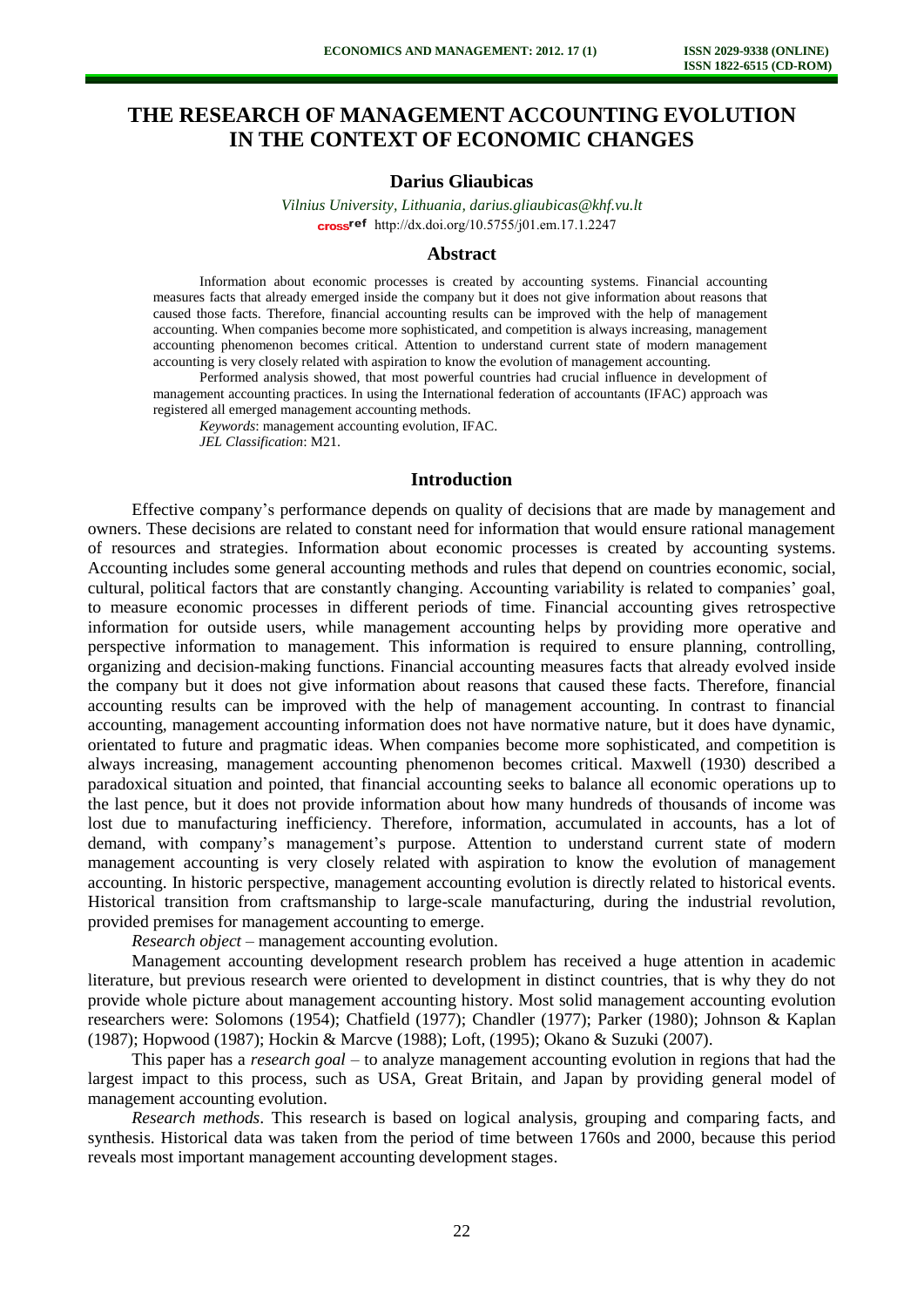# THE RESEARCH OF MANAGEMENT ACCOUNTING EVOLUTION IN THE CONTEXT OF ECONOMIC CHANGES

**Darius Gliaubicas**

*Vilnius University, Lithuania, darius.gliaubicas@khf.vu.lt*

http://dx.doi.org/10.5755/j01.em.17.1.2247

## Abstract

Information about economic processes is created by accounting systems. Financial accounting measures facts that already emerged inside the company but it does not give information about reasons that caused those facts. Therefore, financial accounting results can be improved with the help of management accounting. When companies become more sophisticated, and competition is always increasing, management accounting phenomenon becomes critical. Attention to understand current state of modern management accounting is very closely related with aspiration to know the evolution of management accounting.

Performed analysis showed, that most powerful countries had crucial influence in development of management accounting practices. In using the International federation of accountants (IFAC) approach was registered all emerged management accounting methods.

*Keywords*: management accounting evolution, IFAC.

*JEL Classification*: M21.

## Introduction

Effective company's performance depends on quality of decisions that are made by management and owners. These decisions are related to constant need for information that would ensure rational management of resources and strategies. Information about economic processes is created by accounting systems. Accounting includes some general accounting methods and rules that depend on countries economic, social, cultural, political factors that are constantly changing. Accounting variability is related to companies' goal, to measure economic processes in different periods of time. Financial accounting gives retrospective information for outside users, while management accounting helps by providing more operative and perspective information to management. This information is required to ensure planning, controlling, organizing and decision-making functions. Financial accounting measures facts that already evolved inside the company but it does not give information about reasons that caused these facts. Therefore, financial accounting results can be improved with the help of management accounting. In contrast to financial accounting, management accounting information does not have normative nature, but it does have dynamic, orientated to future and pragmatic ideas. When companies become more sophisticated, and competition is always increasing, management accounting phenomenon becomes critical. Maxwell (1930) described a paradoxical situation and pointed, that financial accounting seeks to balance all economic operations up to the last pence, but it does not provide information about how many hundreds of thousands of income was lost due to manufacturing inefficiency. Therefore, information, accumulated in accounts, has a lot of demand, with company's management's purpose. Attention to understand current state of modern management accounting is very closely related with aspiration to know the evolution of management accounting. In historic perspective, management accounting evolution is directly related to historical events. Historical transition from craftsmanship to large-scale manufacturing, during the industrial revolution, provided premises for management accounting to emerge.

*Research object* – management accounting evolution.

Management accounting development research problem has received a huge attention in academic literature, but previous research were oriented to development in distinct countries, that is why they do not provide whole picture about management accounting history. Most solid management accounting evolution researchers were: Solomons (1954); Chatfield (1977); Chandler (1977); Parker (1980); Johnson & Kaplan (1987); Hopwood (1987); Hockin & Marcve (1988); Loft, (1995); Okano & Suzuki (2007).

This paper has a *research goal* – to analyze management accounting evolution in regions that had the largest impact to this process, such as USA, Great Britain, and Japan by providing general model of management accounting evolution.

*Research methods*. This research is based on logical analysis, grouping and comparing facts, and synthesis. Historical data was taken from the period of time between 1760s and 2000, because this period reveals most important management accounting development stages.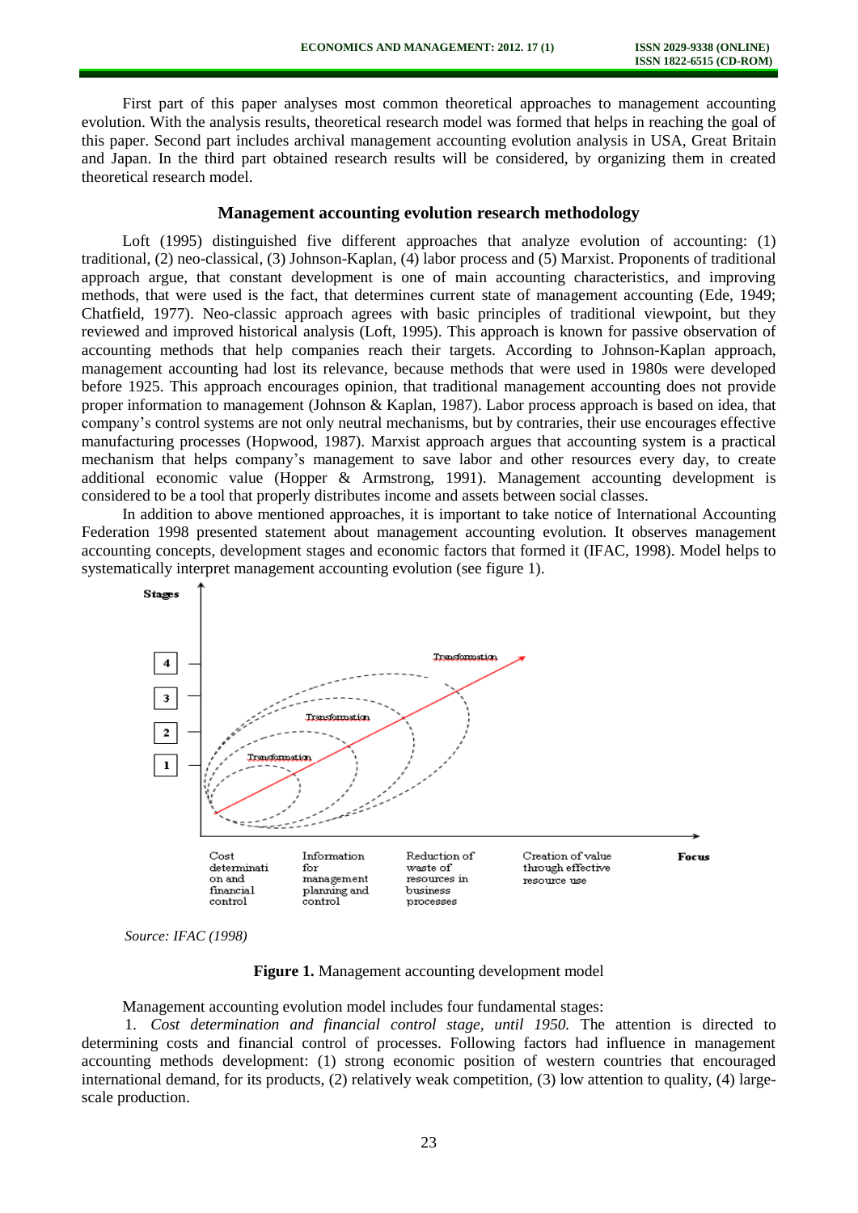First part of this paper analyses most common theoretical approaches to management accounting evolution. With the analysis results, theoretical research model was formed that helps in reaching the goal of this paper. Second part includes archival management accounting evolution analysis in USA, Great Britain and Japan. In the third part obtained research results will be considered, by organizing them in created theoretical research model.

## Management accounting evolution research methodology

Loft (1995) distinguished five different approaches that analyze evolution of accounting: (1) traditional, (2) neo-classical, (3) Johnson-Kaplan, (4) labor process and (5) Marxist. Proponents of traditional approach argue, that constant development is one of main accounting characteristics, and improving methods, that were used is the fact, that determines current state of management accounting (Ede, 1949; Chatfield, 1977). Neo-classic approach agrees with basic principles of traditional viewpoint, but they reviewed and improved historical analysis (Loft, 1995). This approach is known for passive observation of accounting methods that help companies reach their targets. According to Johnson-Kaplan approach, management accounting had lost its relevance, because methods that were used in 1980s were developed before 1925. This approach encourages opinion, that traditional management accounting does not provide proper information to management (Johnson & Kaplan, 1987). Labor process approach is based on idea, that company's control systems are not only neutral mechanisms, but by contraries, their use encourages effective manufacturing processes (Hopwood, 1987). Marxist approach argues that accounting system is a practical mechanism that helps company's management to save labor and other resources every day, to create additional economic value (Hopper & Armstrong, 1991). Management accounting development is considered to be a tool that properly distributes income and assets between social classes.

In addition to above mentioned approaches, it is important to take notice of International Accounting Federation 1998 presented statement about management accounting evolution. It observes management accounting concepts, development stages and economic factors that formed it (IFAC, 1998). Model helps to systematically interpret management accounting evolution (see figure 1).

Stages: 1, 2, 3, 4

Transformation

Focus: Cost determination and financial control; Information for management planning and control; Reduction of waste of resources in business processes; Creation of value through effective resource use

*Source: IFAC (1998)*

**Figure 1.** Management accounting development model

Management accounting evolution model includes four fundamental stages:

1. *Cost determination and financial control stage, until 1950.* The attention is directed to determining costs and financial control of processes. Following factors had influence in management accounting methods development: (1) strong economic position of western countries that encouraged international demand, for its products, (2) relatively weak competition, (3) low attention to quality, (4) large-scale production.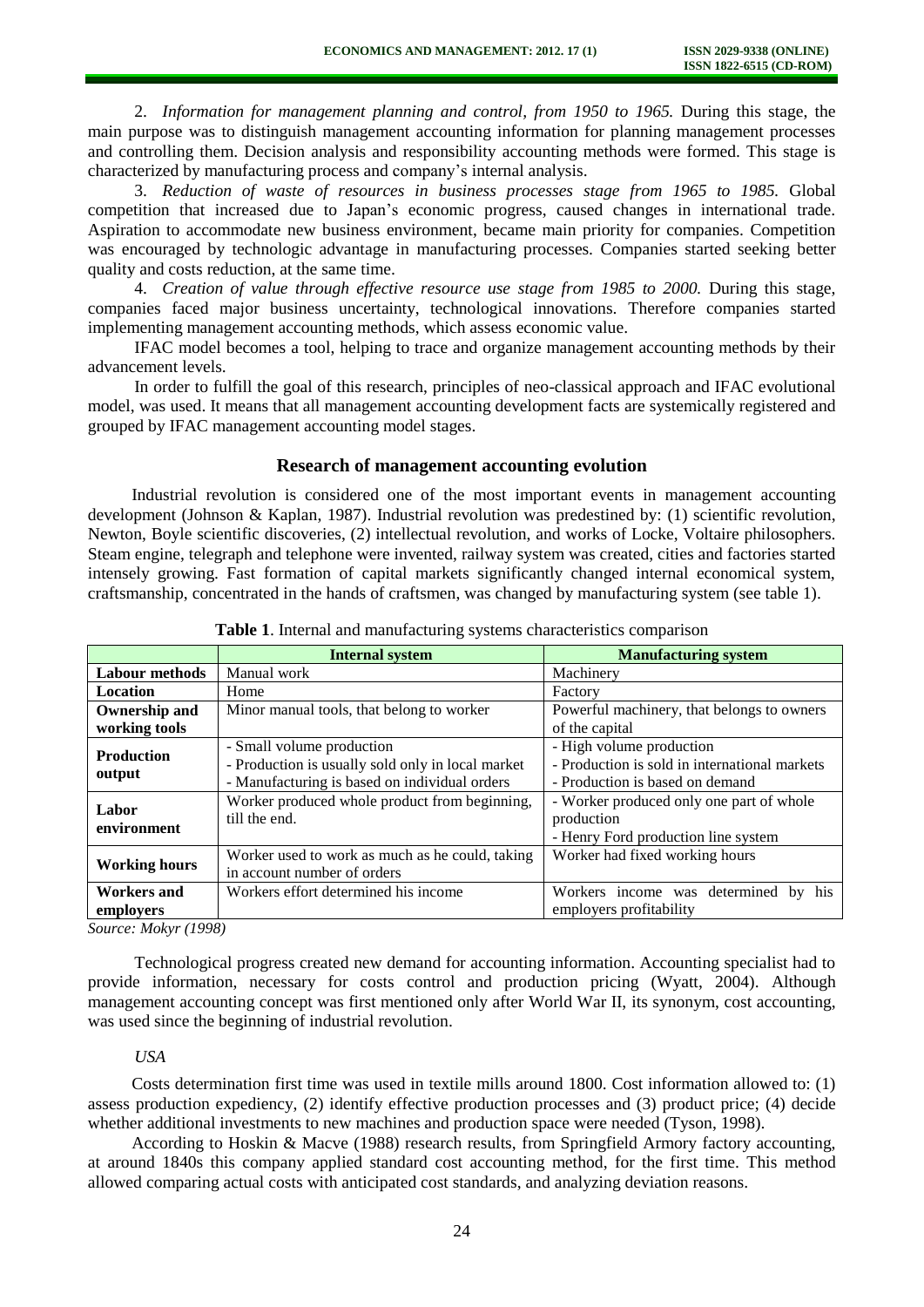2. *Information for management planning and control, from 1950 to 1965.* During this stage, the main purpose was to distinguish management accounting information for planning management processes and controlling them. Decision analysis and responsibility accounting methods were formed. This stage is characterized by manufacturing process and company's internal analysis.

3. *Reduction of waste of resources in business processes stage from 1965 to 1985.* Global competition that increased due to Japan's economic progress, caused changes in international trade. Aspiration to accommodate new business environment, became main priority for companies. Competition was encouraged by technologic advantage in manufacturing processes. Companies started seeking better quality and costs reduction, at the same time.

4. *Creation of value through effective resource use stage from 1985 to 2000.* During this stage, companies faced major business uncertainty, technological innovations. Therefore companies started implementing management accounting methods, which assess economic value.

IFAC model becomes a tool, helping to trace and organize management accounting methods by their advancement levels.

In order to fulfill the goal of this research, principles of neo-classical approach and IFAC evolutional model, was used. It means that all management accounting development facts are systemically registered and grouped by IFAC management accounting model stages.

## Research of management accounting evolution

Industrial revolution is considered one of the most important events in management accounting development (Johnson & Kaplan, 1987). Industrial revolution was predestined by: (1) scientific revolution, Newton, Boyle scientific discoveries, (2) intellectual revolution, and works of Locke, Voltaire philosophers. Steam engine, telegraph and telephone were invented, railway system was created, cities and factories started intensely growing. Fast formation of capital markets significantly changed internal economical system, craftsmanship, concentrated in the hands of craftsmen, was changed by manufacturing system (see table 1).

**Table 1**. Internal and manufacturing systems characteristics comparison

| | **Internal system** | **Manufacturing system** |
|---|---|---|
| **Labour methods** | Manual work | Machinery |
| **Location** | Home | Factory |
| **Ownership and working tools** | Minor manual tools, that belong to worker | Powerful machinery, that belongs to owners of the capital |
| **Production output** | - Small volume production<br>- Production is usually sold only in local market<br>- Manufacturing is based on individual orders | - High volume production<br>- Production is sold in international markets<br>- Production is based on demand |
| **Labor environment** | Worker produced whole product from beginning, till the end. | - Worker produced only one part of whole production<br>- Henry Ford production line system |
| **Working hours** | Worker used to work as much as he could, taking in account number of orders | Worker had fixed working hours |
| **Workers and employers** | Workers effort determined his income | Workers income was determined by his employers profitability |

*Source: Mokyr (1998)*

Technological progress created new demand for accounting information. Accounting specialist had to provide information, necessary for costs control and production pricing (Wyatt, 2004). Although management accounting concept was first mentioned only after World War II, its synonym, cost accounting, was used since the beginning of industrial revolution.

*USA*

Costs determination first time was used in textile mills around 1800. Cost information allowed to: (1) assess production expediency, (2) identify effective production processes and (3) product price; (4) decide whether additional investments to new machines and production space were needed (Tyson, 1998).

According to Hoskin & Macve (1988) research results, from Springfield Armory factory accounting, at around 1840s this company applied standard cost accounting method, for the first time. This method allowed comparing actual costs with anticipated cost standards, and analyzing deviation reasons.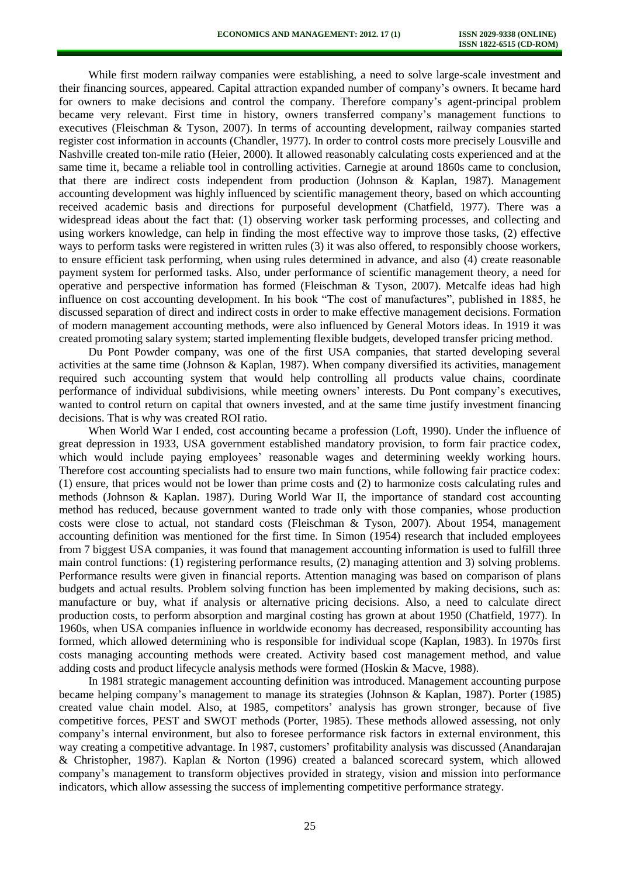While first modern railway companies were establishing, a need to solve large-scale investment and their financing sources, appeared. Capital attraction expanded number of company's owners. It became hard for owners to make decisions and control the company. Therefore company's agent-principal problem became very relevant. First time in history, owners transferred company's management functions to executives (Fleischman & Tyson, 2007). In terms of accounting development, railway companies started register cost information in accounts (Chandler, 1977). In order to control costs more precisely Lousville and Nashville created ton-mile ratio (Heier, 2000). It allowed reasonably calculating costs experienced and at the same time it, became a reliable tool in controlling activities. Carnegie at around 1860s came to conclusion, that there are indirect costs independent from production (Johnson & Kaplan, 1987). Management accounting development was highly influenced by scientific management theory, based on which accounting received academic basis and directions for purposeful development (Chatfield, 1977). There was a widespread ideas about the fact that: (1) observing worker task performing processes, and collecting and using workers knowledge, can help in finding the most effective way to improve those tasks, (2) effective ways to perform tasks were registered in written rules (3) it was also offered, to responsibly choose workers, to ensure efficient task performing, when using rules determined in advance, and also (4) create reasonable payment system for performed tasks. Also, under performance of scientific management theory, a need for operative and perspective information has formed (Fleischman & Tyson, 2007). Metcalfe ideas had high influence on cost accounting development. In his book "The cost of manufactures", published in 1885, he discussed separation of direct and indirect costs in order to make effective management decisions. Formation of modern management accounting methods, were also influenced by General Motors ideas. In 1919 it was created promoting salary system; started implementing flexible budgets, developed transfer pricing method.

Du Pont Powder company, was one of the first USA companies, that started developing several activities at the same time (Johnson & Kaplan, 1987). When company diversified its activities, management required such accounting system that would help controlling all products value chains, coordinate performance of individual subdivisions, while meeting owners' interests. Du Pont company's executives, wanted to control return on capital that owners invested, and at the same time justify investment financing decisions. That is why was created ROI ratio.

When World War I ended, cost accounting became a profession (Loft, 1990). Under the influence of great depression in 1933, USA government established mandatory provision, to form fair practice codex, which would include paying employees' reasonable wages and determining weekly working hours. Therefore cost accounting specialists had to ensure two main functions, while following fair practice codex: (1) ensure, that prices would not be lower than prime costs and (2) to harmonize costs calculating rules and methods (Johnson & Kaplan. 1987). During World War II, the importance of standard cost accounting method has reduced, because government wanted to trade only with those companies, whose production costs were close to actual, not standard costs (Fleischman & Tyson, 2007). About 1954, management accounting definition was mentioned for the first time. In Simon (1954) research that included employees from 7 biggest USA companies, it was found that management accounting information is used to fulfill three main control functions: (1) registering performance results, (2) managing attention and 3) solving problems. Performance results were given in financial reports. Attention managing was based on comparison of plans budgets and actual results. Problem solving function has been implemented by making decisions, such as: manufacture or buy, what if analysis or alternative pricing decisions. Also, a need to calculate direct production costs, to perform absorption and marginal costing has grown at about 1950 (Chatfield, 1977). In 1960s, when USA companies influence in worldwide economy has decreased, responsibility accounting has formed, which allowed determining who is responsible for individual scope (Kaplan, 1983). In 1970s first costs managing accounting methods were created. Activity based cost management method, and value adding costs and product lifecycle analysis methods were formed (Hoskin & Macve, 1988).

In 1981 strategic management accounting definition was introduced. Management accounting purpose became helping company's management to manage its strategies (Johnson & Kaplan, 1987). Porter (1985) created value chain model. Also, at 1985, competitors' analysis has grown stronger, because of five competitive forces, PEST and SWOT methods (Porter, 1985). These methods allowed assessing, not only company's internal environment, but also to foresee performance risk factors in external environment, this way creating a competitive advantage. In 1987, customers' profitability analysis was discussed (Anandarajan & Christopher, 1987). Kaplan & Norton (1996) created a balanced scorecard system, which allowed company's management to transform objectives provided in strategy, vision and mission into performance indicators, which allow assessing the success of implementing competitive performance strategy.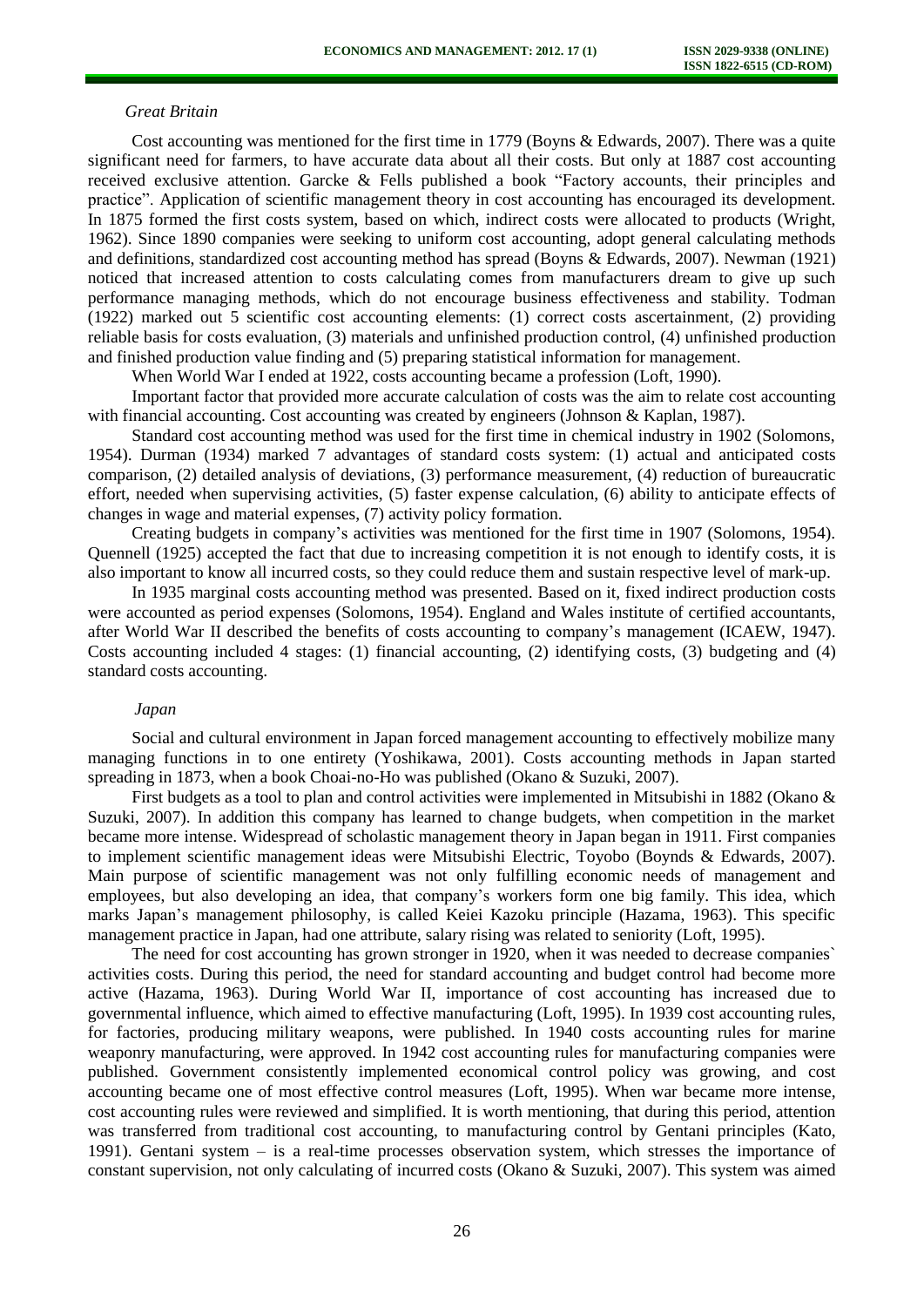*Great Britain*

Cost accounting was mentioned for the first time in 1779 (Boyns & Edwards, 2007). There was a quite significant need for farmers, to have accurate data about all their costs. But only at 1887 cost accounting received exclusive attention. Garcke & Fells published a book "Factory accounts, their principles and practice". Application of scientific management theory in cost accounting has encouraged its development. In 1875 formed the first costs system, based on which, indirect costs were allocated to products (Wright, 1962). Since 1890 companies were seeking to uniform cost accounting, adopt general calculating methods and definitions, standardized cost accounting method has spread (Boyns & Edwards, 2007). Newman (1921) noticed that increased attention to costs calculating comes from manufacturers dream to give up such performance managing methods, which do not encourage business effectiveness and stability. Todman (1922) marked out 5 scientific cost accounting elements: (1) correct costs ascertainment, (2) providing reliable basis for costs evaluation, (3) materials and unfinished production control, (4) unfinished production and finished production value finding and (5) preparing statistical information for management.

When World War I ended at 1922, costs accounting became a profession (Loft, 1990).

Important factor that provided more accurate calculation of costs was the aim to relate cost accounting with financial accounting. Cost accounting was created by engineers (Johnson & Kaplan, 1987).

Standard cost accounting method was used for the first time in chemical industry in 1902 (Solomons, 1954). Durman (1934) marked 7 advantages of standard costs system: (1) actual and anticipated costs comparison, (2) detailed analysis of deviations, (3) performance measurement, (4) reduction of bureaucratic effort, needed when supervising activities, (5) faster expense calculation, (6) ability to anticipate effects of changes in wage and material expenses, (7) activity policy formation.

Creating budgets in company's activities was mentioned for the first time in 1907 (Solomons, 1954). Quennell (1925) accepted the fact that due to increasing competition it is not enough to identify costs, it is also important to know all incurred costs, so they could reduce them and sustain respective level of mark-up.

In 1935 marginal costs accounting method was presented. Based on it, fixed indirect production costs were accounted as period expenses (Solomons, 1954). England and Wales institute of certified accountants, after World War II described the benefits of costs accounting to company's management (ICAEW, 1947). Costs accounting included 4 stages: (1) financial accounting, (2) identifying costs, (3) budgeting and (4) standard costs accounting.

*Japan*

Social and cultural environment in Japan forced management accounting to effectively mobilize many managing functions in to one entirety (Yoshikawa, 2001). Costs accounting methods in Japan started spreading in 1873, when a book Choai-no-Ho was published (Okano & Suzuki, 2007).

First budgets as a tool to plan and control activities were implemented in Mitsubishi in 1882 (Okano & Suzuki, 2007). In addition this company has learned to change budgets, when competition in the market became more intense. Widespread of scholastic management theory in Japan began in 1911. First companies to implement scientific management ideas were Mitsubishi Electric, Toyobo (Boynds & Edwards, 2007). Main purpose of scientific management was not only fulfilling economic needs of management and employees, but also developing an idea, that company's workers form one big family. This idea, which marks Japan's management philosophy, is called Keiei Kazoku principle (Hazama, 1963). This specific management practice in Japan, had one attribute, salary rising was related to seniority (Loft, 1995).

The need for cost accounting has grown stronger in 1920, when it was needed to decrease companies` activities costs. During this period, the need for standard accounting and budget control had become more active (Hazama, 1963). During World War II, importance of cost accounting has increased due to governmental influence, which aimed to effective manufacturing (Loft, 1995). In 1939 cost accounting rules, for factories, producing military weapons, were published. In 1940 costs accounting rules for marine weaponry manufacturing, were approved. In 1942 cost accounting rules for manufacturing companies were published. Government consistently implemented economical control policy was growing, and cost accounting became one of most effective control measures (Loft, 1995). When war became more intense, cost accounting rules were reviewed and simplified. It is worth mentioning, that during this period, attention was transferred from traditional cost accounting, to manufacturing control by Gentani principles (Kato, 1991). Gentani system – is a real-time processes observation system, which stresses the importance of constant supervision, not only calculating of incurred costs (Okano & Suzuki, 2007). This system was aimed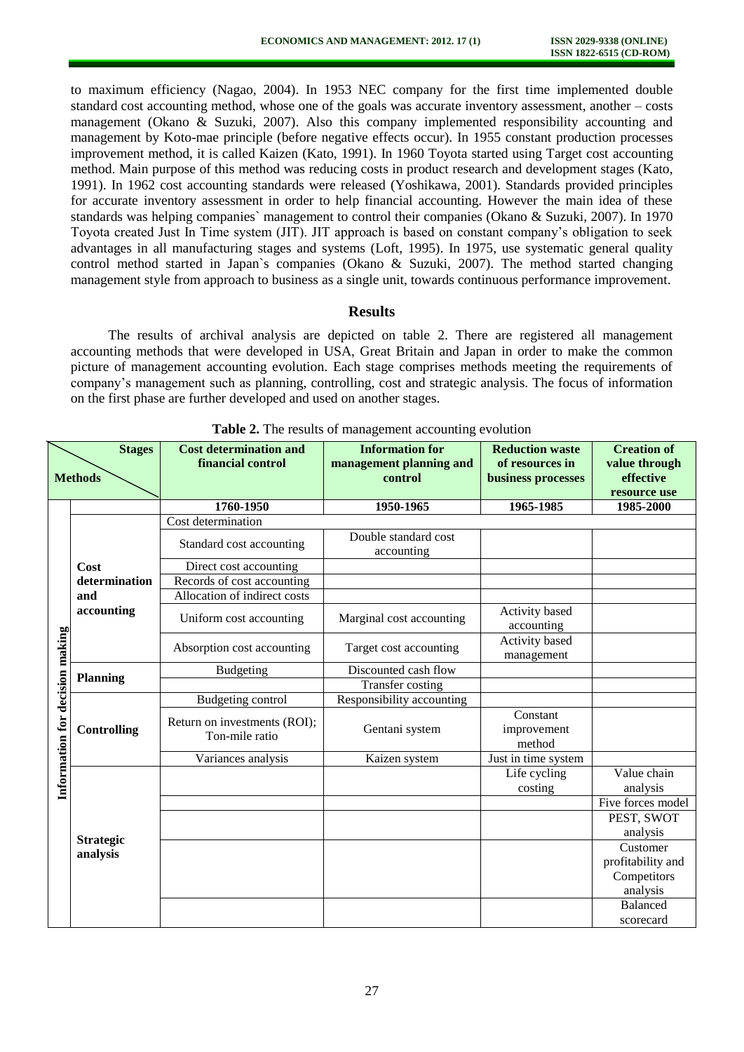to maximum efficiency (Nagao, 2004). In 1953 NEC company for the first time implemented double standard cost accounting method, whose one of the goals was accurate inventory assessment, another – costs management (Okano & Suzuki, 2007). Also this company implemented responsibility accounting and management by Koto-mae principle (before negative effects occur). In 1955 constant production processes improvement method, it is called Kaizen (Kato, 1991). In 1960 Toyota started using Target cost accounting method. Main purpose of this method was reducing costs in product research and development stages (Kato, 1991). In 1962 cost accounting standards were released (Yoshikawa, 2001). Standards provided principles for accurate inventory assessment in order to help financial accounting. However the main idea of these standards was helping companies` management to control their companies (Okano & Suzuki, 2007). In 1970 Toyota created Just In Time system (JIT). JIT approach is based on constant company's obligation to seek advantages in all manufacturing stages and systems (Loft, 1995). In 1975, use systematic general quality control method started in Japan`s companies (Okano & Suzuki, 2007). The method started changing management style from approach to business as a single unit, towards continuous performance improvement.

## Results

The results of archival analysis are depicted on table 2. There are registered all management accounting methods that were developed in USA, Great Britain and Japan in order to make the common picture of management accounting evolution. Each stage comprises methods meeting the requirements of company's management such as planning, controlling, cost and strategic analysis. The focus of information on the first phase are further developed and used on another stages.

**Table 2.** The results of management accounting evolution

| | Methods \ Stages | Cost determination and financial control | Information for management planning and control | Reduction waste of resources in business processes | Creation of value through effective resource use |
|---|---|---|---|---|---|
| | | 1760-1950 | 1950-1965 | 1965-1985 | 1985-2000 |
| Information for decision making | Cost determination and accounting | Cost determination | | | |
| | | Standard cost accounting | Double standard cost accounting | | |
| | | Direct cost accounting | | | |
| | | Records of cost accounting | | | |
| | | Allocation of indirect costs | | | |
| | | Uniform cost accounting | Marginal cost accounting | Activity based accounting | |
| | | Absorption cost accounting | Target cost accounting | Activity based management | |
| | Planning | Budgeting | Discounted cash flow | | |
| | | | Transfer costing | | |
| | Controlling | Budgeting control | Responsibility accounting | | |
| | | Return on investments (ROI); Ton-mile ratio | Gentani system | Constant improvement method | |
| | | Variances analysis | Kaizen system | Just in time system | |
| | Strategic analysis | | | Life cycling costing | Value chain analysis |
| | | | | | Five forces model |
| | | | | | PEST, SWOT analysis |
| | | | | | Customer profitability and Competitors analysis |
| | | | | | Balanced scorecard |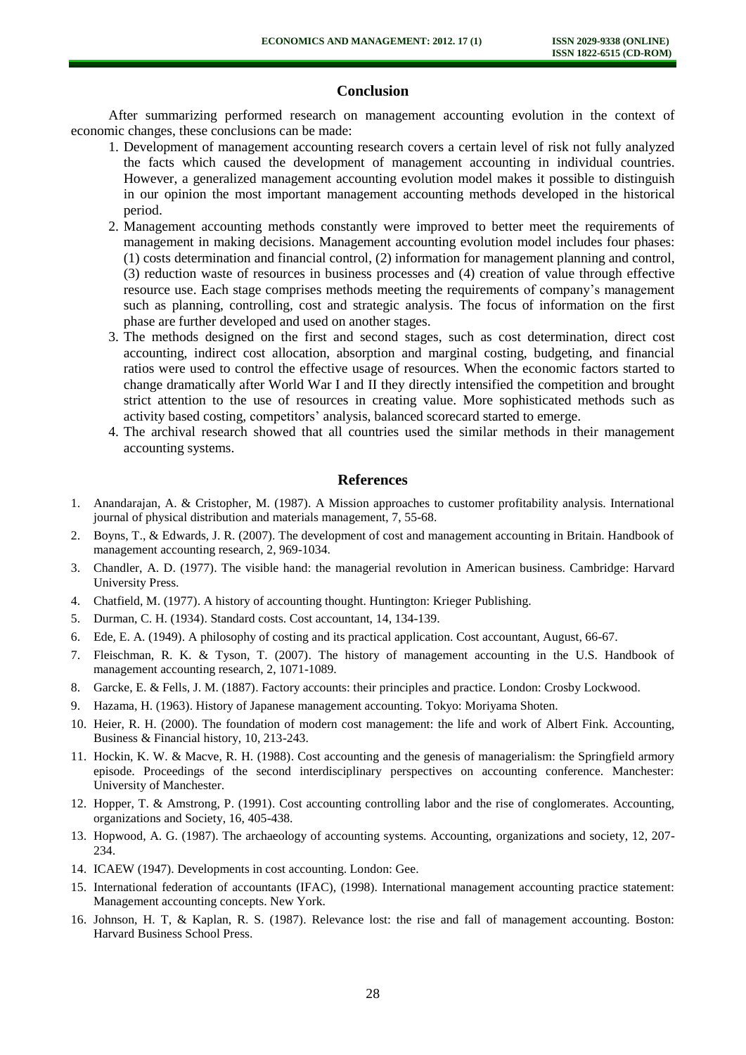## Conclusion

After summarizing performed research on management accounting evolution in the context of economic changes, these conclusions can be made:

1. Development of management accounting research covers a certain level of risk not fully analyzed the facts which caused the development of management accounting in individual countries. However, a generalized management accounting evolution model makes it possible to distinguish in our opinion the most important management accounting methods developed in the historical period.
2. Management accounting methods constantly were improved to better meet the requirements of management in making decisions. Management accounting evolution model includes four phases: (1) costs determination and financial control, (2) information for management planning and control, (3) reduction waste of resources in business processes and (4) creation of value through effective resource use. Each stage comprises methods meeting the requirements of company's management such as planning, controlling, cost and strategic analysis. The focus of information on the first phase are further developed and used on another stages.
3. The methods designed on the first and second stages, such as cost determination, direct cost accounting, indirect cost allocation, absorption and marginal costing, budgeting, and financial ratios were used to control the effective usage of resources. When the economic factors started to change dramatically after World War I and II they directly intensified the competition and brought strict attention to the use of resources in creating value. More sophisticated methods such as activity based costing, competitors' analysis, balanced scorecard started to emerge.
4. The archival research showed that all countries used the similar methods in their management accounting systems.

## References

1. Anandarajan, A. & Cristopher, M. (1987). A Mission approaches to customer profitability analysis. International journal of physical distribution and materials management, 7, 55-68.
2. Boyns, T., & Edwards, J. R. (2007). The development of cost and management accounting in Britain. Handbook of management accounting research, 2, 969-1034.
3. Chandler, A. D. (1977). The visible hand: the managerial revolution in American business. Cambridge: Harvard University Press.
4. Chatfield, M. (1977). A history of accounting thought. Huntington: Krieger Publishing.
5. Durman, C. H. (1934). Standard costs. Cost accountant, 14, 134-139.
6. Ede, E. A. (1949). A philosophy of costing and its practical application. Cost accountant, August, 66-67.
7. Fleischman, R. K. & Tyson, T. (2007). The history of management accounting in the U.S. Handbook of management accounting research, 2, 1071-1089.
8. Garcke, E. & Fells, J. M. (1887). Factory accounts: their principles and practice. London: Crosby Lockwood.
9. Hazama, H. (1963). History of Japanese management accounting. Tokyo: Moriyama Shoten.
10. Heier, R. H. (2000). The foundation of modern cost management: the life and work of Albert Fink. Accounting, Business & Financial history, 10, 213-243.
11. Hockin, K. W. & Macve, R. H. (1988). Cost accounting and the genesis of managerialism: the Springfield armory episode. Proceedings of the second interdisciplinary perspectives on accounting conference. Manchester: University of Manchester.
12. Hopper, T. & Amstrong, P. (1991). Cost accounting controlling labor and the rise of conglomerates. Accounting, organizations and Society, 16, 405-438.
13. Hopwood, A. G. (1987). The archaeology of accounting systems. Accounting, organizations and society, 12, 207-234.
14. ICAEW (1947). Developments in cost accounting. London: Gee.
15. International federation of accountants (IFAC), (1998). International management accounting practice statement: Management accounting concepts. New York.
16. Johnson, H. T, & Kaplan, R. S. (1987). Relevance lost: the rise and fall of management accounting. Boston: Harvard Business School Press.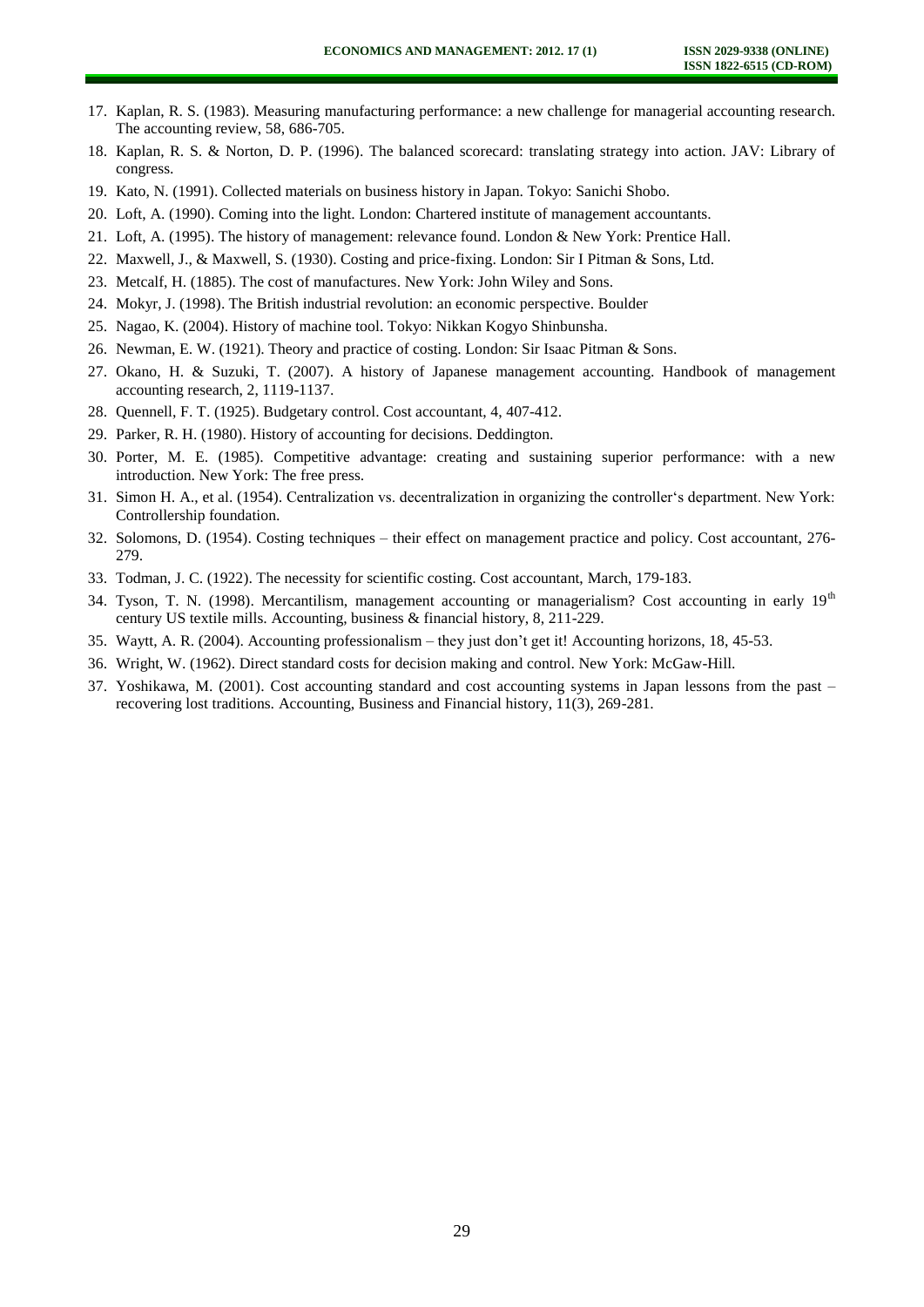17. Kaplan, R. S. (1983). Measuring manufacturing performance: a new challenge for managerial accounting research. The accounting review, 58, 686-705.
18. Kaplan, R. S. & Norton, D. P. (1996). The balanced scorecard: translating strategy into action. JAV: Library of congress.
19. Kato, N. (1991). Collected materials on business history in Japan. Tokyo: Sanichi Shobo.
20. Loft, A. (1990). Coming into the light. London: Chartered institute of management accountants.
21. Loft, A. (1995). The history of management: relevance found. London & New York: Prentice Hall.
22. Maxwell, J., & Maxwell, S. (1930). Costing and price-fixing. London: Sir I Pitman & Sons, Ltd.
23. Metcalf, H. (1885). The cost of manufactures. New York: John Wiley and Sons.
24. Mokyr, J. (1998). The British industrial revolution: an economic perspective. Boulder
25. Nagao, K. (2004). History of machine tool. Tokyo: Nikkan Kogyo Shinbunsha.
26. Newman, E. W. (1921). Theory and practice of costing. London: Sir Isaac Pitman & Sons.
27. Okano, H. & Suzuki, T. (2007). A history of Japanese management accounting. Handbook of management accounting research, 2, 1119-1137.
28. Quennell, F. T. (1925). Budgetary control. Cost accountant, 4, 407-412.
29. Parker, R. H. (1980). History of accounting for decisions. Deddington.
30. Porter, M. E. (1985). Competitive advantage: creating and sustaining superior performance: with a new introduction. New York: The free press.
31. Simon H. A., et al. (1954). Centralization vs. decentralization in organizing the controller‘s department. New York: Controllership foundation.
32. Solomons, D. (1954). Costing techniques – their effect on management practice and policy. Cost accountant, 276-279.
33. Todman, J. C. (1922). The necessity for scientific costing. Cost accountant, March, 179-183.
34. Tyson, T. N. (1998). Mercantilism, management accounting or managerialism? Cost accounting in early 19th century US textile mills. Accounting, business & financial history, 8, 211-229.
35. Waytt, A. R. (2004). Accounting professionalism – they just don't get it! Accounting horizons, 18, 45-53.
36. Wright, W. (1962). Direct standard costs for decision making and control. New York: McGaw-Hill.
37. Yoshikawa, M. (2001). Cost accounting standard and cost accounting systems in Japan lessons from the past – recovering lost traditions. Accounting, Business and Financial history, 11(3), 269-281.